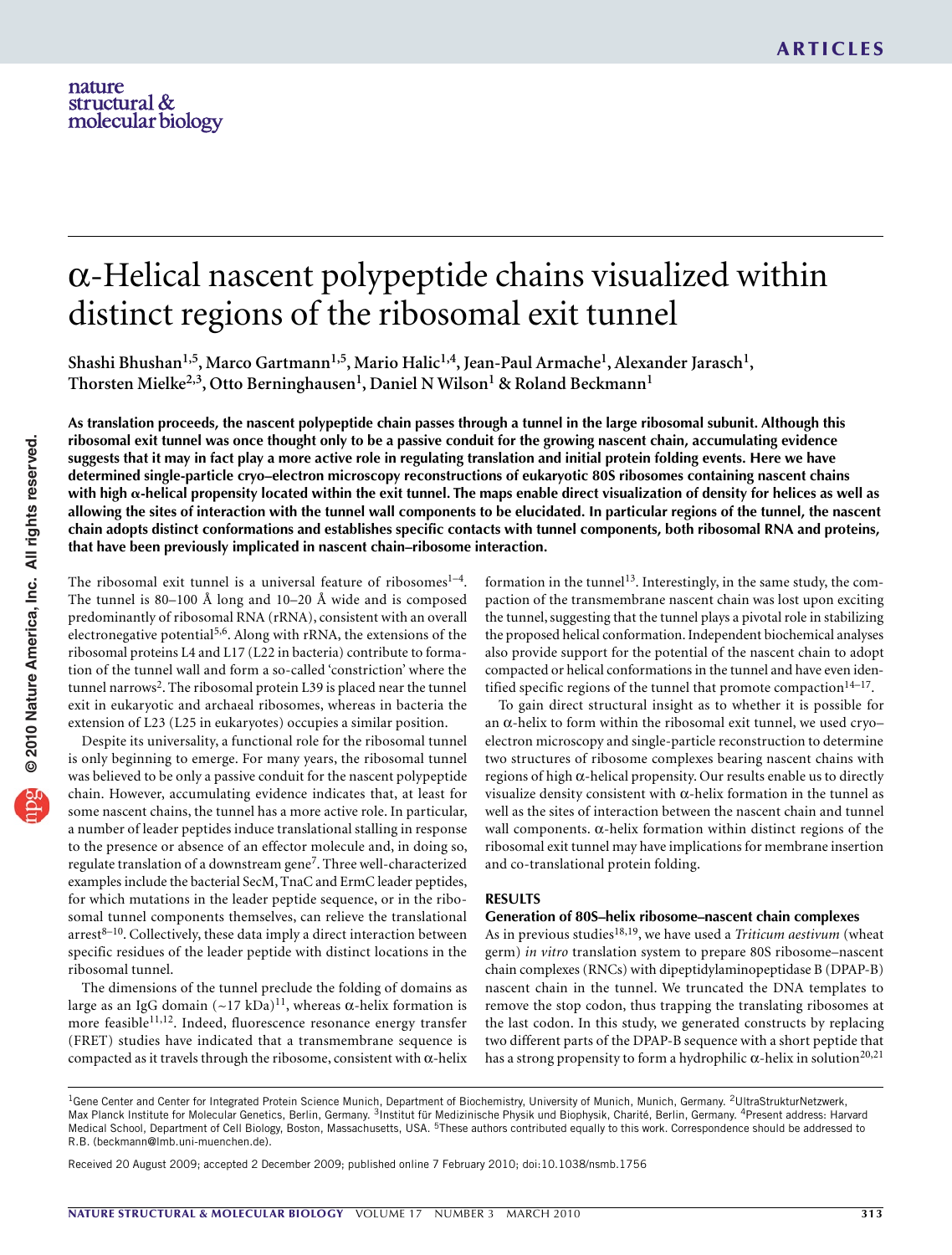# α-Helical nascent polypeptide chains visualized within distinct regions of the ribosomal exit tunnel

Shashi Bhushan[1,5], Marco Gartmann[1,5], Mario Halic[1,4], Jean-Paul Armache[1], Alexander Jarasch[1], Thorsten Mielke[2,3], Otto Berninghausen[1], Daniel N Wilson[1] & Roland Beckmann[1]

**As translation proceeds, the nascent polypeptide chain passes through a tunnel in the large ribosomal subunit. Although this ribosomal exit tunnel was once thought only to be a passive conduit for the growing nascent chain, accumulating evidence suggests that it may in fact play a more active role in regulating translation and initial protein folding events. Here we have determined single-particle cryo–electron microscopy reconstructions of eukaryotic 80S ribosomes containing nascent chains with high α-helical propensity located within the exit tunnel. The maps enable direct visualization of density for helices as well as allowing the sites of interaction with the tunnel wall components to be elucidated. In particular regions of the tunnel, the nascent chain adopts distinct conformations and establishes specific contacts with tunnel components, both ribosomal RNA and proteins, that have been previously implicated in nascent chain–ribosome interaction.**

The ribosomal exit tunnel is a universal feature of ribosomes[1–4]. The tunnel is 80–100 Å long and 10–20 Å wide and is composed predominantly of ribosomal RNA (rRNA), consistent with an overall electronegative potential[5,6]. Along with rRNA, the extensions of the ribosomal proteins L4 and L17 (L22 in bacteria) contribute to formation of the tunnel wall and form a so-called 'constriction' where the tunnel narrows[2]. The ribosomal protein L39 is placed near the tunnel exit in eukaryotic and archaeal ribosomes, whereas in bacteria the extension of L23 (L25 in eukaryotes) occupies a similar position.

Despite its universality, a functional role for the ribosomal tunnel is only beginning to emerge. For many years, the ribosomal tunnel was believed to be only a passive conduit for the nascent polypeptide chain. However, accumulating evidence indicates that, at least for some nascent chains, the tunnel has a more active role. In particular, a number of leader peptides induce translational stalling in response to the presence or absence of an effector molecule and, in doing so, regulate translation of a downstream gene[7]. Three well-characterized examples include the bacterial SecM, TnaC and ErmC leader peptides, for which mutations in the leader peptide sequence, or in the ribosomal tunnel components themselves, can relieve the translational arrest[8–10]. Collectively, these data imply a direct interaction between specific residues of the leader peptide with distinct locations in the ribosomal tunnel.

The dimensions of the tunnel preclude the folding of domains as large as an IgG domain (~17 kDa)[11], whereas α-helix formation is more feasible[11,12]. Indeed, fluorescence resonance energy transfer (FRET) studies have indicated that a transmembrane sequence is compacted as it travels through the ribosome, consistent with α-helix formation in the tunnel[13]. Interestingly, in the same study, the compaction of the transmembrane nascent chain was lost upon exiting the tunnel, suggesting that the tunnel plays a pivotal role in stabilizing the proposed helical conformation. Independent biochemical analyses also provide support for the potential of the nascent chain to adopt compacted or helical conformations in the tunnel and have even identified specific regions of the tunnel that promote compaction[14–17].

To gain direct structural insight as to whether it is possible for an α-helix to form within the ribosomal exit tunnel, we used cryo–electron microscopy and single-particle reconstruction to determine two structures of ribosome complexes bearing nascent chains with regions of high α-helical propensity. Our results enable us to directly visualize density consistent with α-helix formation in the tunnel as well as the sites of interaction between the nascent chain and tunnel wall components. α-helix formation within distinct regions of the ribosomal exit tunnel may have implications for membrane insertion and co-translational protein folding.

## RESULTS

### Generation of 80S–helix ribosome–nascent chain complexes

As in previous studies[18,19], we have used a *Triticum aestivum* (wheat germ) *in vitro* translation system to prepare 80S ribosome–nascent chain complexes (RNCs) with dipeptidylaminopeptidase B (DPAP-B) nascent chain in the tunnel. We truncated the DNA templates to remove the stop codon, thus trapping the translating ribosomes at the last codon. In this study, we generated constructs by replacing two different parts of the DPAP-B sequence with a short peptide that has a strong propensity to form a hydrophilic α-helix in solution[20,21]

---

[1]Gene Center and Center for Integrated Protein Science Munich, Department of Biochemistry, University of Munich, Munich, Germany. [2]UltraStrukturNetzwerk, Max Planck Institute for Molecular Genetics, Berlin, Germany. [3]Institut für Medizinische Physik und Biophysik, Charité, Berlin, Germany. [4]Present address: Harvard Medical School, Department of Cell Biology, Boston, Massachusetts, USA. [5]These authors contributed equally to this work. Correspondence should be addressed to R.B. (beckmann@lmb.uni-muenchen.de).

Received 20 August 2009; accepted 2 December 2009; published online 7 February 2010; doi:10.1038/nsmb.1756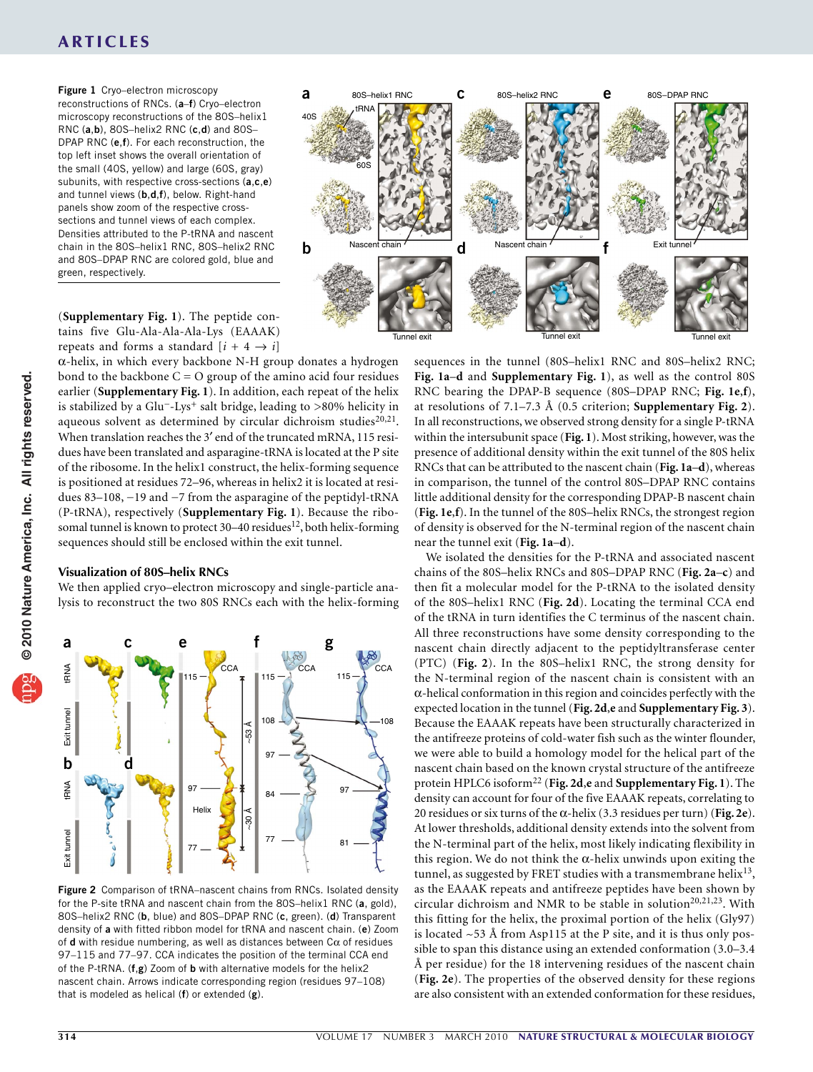**Figure 1** Cryo–electron microscopy reconstructions of RNCs. (**a**–**f**) Cryo–electron microscopy reconstructions of the 80S–helix1 RNC (**a**,**b**), 80S–helix2 RNC (**c**,**d**) and 80S–DPAP RNC (**e**,**f**). For each reconstruction, the top left inset shows the overall orientation of the small (40S, yellow) and large (60S, gray) subunits, with respective cross-sections (**a**,**c**,**e**) and tunnel views (**b**,**d**,**f**), below. Right-hand panels show zoom of the respective cross-sections and tunnel views of each complex. Densities attributed to the P-tRNA and nascent chain in the 80S–helix1 RNC, 80S–helix2 RNC and 80S–DPAP RNC are colored gold, blue and green, respectively.

(**Supplementary Fig. 1**). The peptide contains five Glu-Ala-Ala-Ala-Lys (EAAAK) repeats and forms a standard $[i + 4 \rightarrow i]$ α-helix, in which every backbone N-H group donates a hydrogen bond to the backbone C = O group of the amino acid four residues earlier (**Supplementary Fig. 1**). In addition, each repeat of the helix is stabilized by a $Glu^{-}$-$Lys^{+}$ salt bridge, leading to >80% helicity in aqueous solvent as determined by circular dichroism studies[20,21]. When translation reaches the 3′ end of the truncated mRNA, 115 residues have been translated and asparagine-tRNA is located at the P site of the ribosome. In the helix1 construct, the helix-forming sequence is positioned at residues 72–96, whereas in helix2 it is located at residues 83–108, −19 and −7 from the asparagine of the peptidyl-tRNA (P-tRNA), respectively (**Supplementary Fig. 1**). Because the ribosomal tunnel is known to protect 30–40 residues[12], both helix-forming sequences should still be enclosed within the exit tunnel.

### Visualization of 80S–helix RNCs

We then applied cryo–electron microscopy and single-particle analysis to reconstruct the two 80S RNCs each with the helix-forming sequences in the tunnel (80S–helix1 RNC and 80S–helix2 RNC; **Fig. 1a–d** and **Supplementary Fig. 1**), as well as the control 80S RNC bearing the DPAP-B sequence (80S–DPAP RNC; **Fig. 1e**,**f**), at resolutions of 7.1–7.3 Å (0.5 criterion; **Supplementary Fig. 2**). In all reconstructions, we observed strong density for a single P-tRNA within the intersubunit space (**Fig. 1**). Most striking, however, was the presence of additional density within the exit tunnel of the 80S helix RNCs that can be attributed to the nascent chain (**Fig. 1a–d**), whereas in comparison, the tunnel of the control 80S–DPAP RNC contains little additional density for the corresponding DPAP-B nascent chain (**Fig. 1e**,**f**). In the tunnel of the 80S–helix RNCs, the strongest region of density is observed for the N-terminal region of the nascent chain near the tunnel exit (**Fig. 1a–d**).

We isolated the densities for the P-tRNA and associated nascent chains of the 80S–helix RNCs and 80S–DPAP RNC (**Fig. 2a–c**) and then fit a molecular model for the P-tRNA to the isolated density of the 80S–helix1 RNC (**Fig. 2d**). Locating the terminal CCA end of the tRNA in turn identifies the C terminus of the nascent chain. All three reconstructions have some density corresponding to the nascent chain directly adjacent to the peptidyltransferase center (PTC) (**Fig. 2**). In the 80S–helix1 RNC, the strong density for the N-terminal region of the nascent chain is consistent with an α-helical conformation in this region and coincides perfectly with the expected location in the tunnel (**Fig. 2d**,**e** and **Supplementary Fig. 3**). Because the EAAAK repeats have been structurally characterized in the antifreeze proteins of cold-water fish such as the winter flounder, we were able to build a homology model for the helical part of the nascent chain based on the known crystal structure of the antifreeze protein HPLC6 isoform[22] (**Fig. 2d**,**e** and **Supplementary Fig. 1**). The density can account for four of the five EAAAK repeats, correlating to 20 residues or six turns of the α-helix (3.3 residues per turn) (**Fig. 2e**). At lower thresholds, additional density extends into the solvent from the N-terminal part of the helix, most likely indicating flexibility in this region. We do not think the α-helix unwinds upon exiting the tunnel, as suggested by FRET studies with a transmembrane helix[13], as the EAAAK repeats and antifreeze peptides have been shown by circular dichroism and NMR to be stable in solution[20,21,23]. With this fitting for the helix, the proximal portion of the helix (Gly97) is located ~53 Å from Asp115 at the P site, and it is thus only possible to span this distance using an extended conformation (3.0–3.4 Å per residue) for the 18 intervening residues of the nascent chain (**Fig. 2e**). The properties of the observed density for these regions are also consistent with an extended conformation for these residues,

**Figure 2** Comparison of tRNA–nascent chains from RNCs. Isolated density for the P-site tRNA and nascent chain from the 80S–helix1 RNC (**a**, gold), 80S–helix2 RNC (**b**, blue) and 80S–DPAP RNC (**c**, green). (**d**) Transparent density of **a** with fitted ribbon model for tRNA and nascent chain. (**e**) Zoom of **d** with residue numbering, as well as distances between Cα of residues 97–115 and 77–97. CCA indicates the position of the terminal CCA end of the P-tRNA. (**f**,**g**) Zoom of **b** with alternative models for the helix2 nascent chain. Arrows indicate corresponding region (residues 97–108) that is modeled as helical (**f**) or extended (**g**).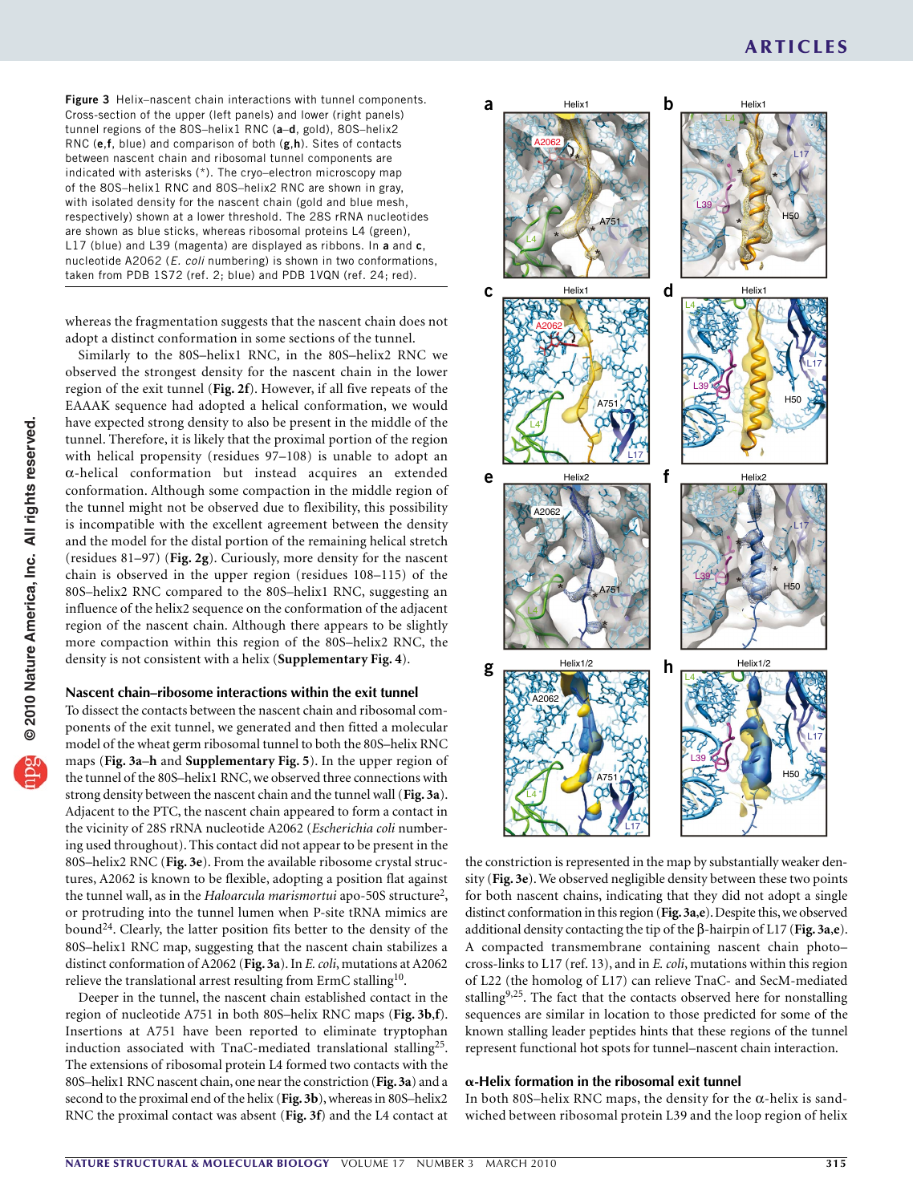Figure 3 Helix–nascent chain interactions with tunnel components. Cross-section of the upper (left panels) and lower (right panels) tunnel regions of the 80S–helix1 RNC (**a**–**d**, gold), 80S–helix2 RNC (**e**,**f**, blue) and comparison of both (**g**,**h**). Sites of contacts between nascent chain and ribosomal tunnel components are indicated with asterisks (*). The cryo–electron microscopy map of the 80S–helix1 RNC and 80S–helix2 RNC are shown in gray, with isolated density for the nascent chain (gold and blue mesh, respectively) shown at a lower threshold. The 28S rRNA nucleotides are shown as blue sticks, whereas ribosomal proteins L4 (green), L17 (blue) and L39 (magenta) are displayed as ribbons. In **a** and **c**, nucleotide A2062 (*E. coli* numbering) is shown in two conformations, taken from PDB 1S72 (ref. 2; blue) and PDB 1VQN (ref. 24; red).

whereas the fragmentation suggests that the nascent chain does not adopt a distinct conformation in some sections of the tunnel.

Similarly to the 80S–helix1 RNC, in the 80S–helix2 RNC we observed the strongest density for the nascent chain in the lower region of the exit tunnel (**Fig. 2f**). However, if all five repeats of the EAAAK sequence had adopted a helical conformation, we would have expected strong density to also be present in the middle of the tunnel. Therefore, it is likely that the proximal portion of the region with helical propensity (residues 97–108) is unable to adopt an α-helical conformation but instead acquires an extended conformation. Although some compaction in the middle region of the tunnel might not be observed due to flexibility, this possibility is incompatible with the excellent agreement between the density and the model for the distal portion of the remaining helical stretch (residues 81–97) (**Fig. 2g**). Curiously, more density for the nascent chain is observed in the upper region (residues 108–115) of the 80S–helix2 RNC compared to the 80S–helix1 RNC, suggesting an influence of the helix2 sequence on the conformation of the adjacent region of the nascent chain. Although there appears to be slightly more compaction within this region of the 80S–helix2 RNC, the density is not consistent with a helix (**Supplementary Fig. 4**).

## Nascent chain–ribosome interactions within the exit tunnel

To dissect the contacts between the nascent chain and ribosomal components of the exit tunnel, we generated and then fitted a molecular model of the wheat germ ribosomal tunnel to both the 80S–helix RNC maps (**Fig. 3a–h** and **Supplementary Fig. 5**). In the upper region of the tunnel of the 80S–helix1 RNC, we observed three connections with strong density between the nascent chain and the tunnel wall (**Fig. 3a**). Adjacent to the PTC, the nascent chain appeared to form a contact in the vicinity of 28S rRNA nucleotide A2062 (*Escherichia coli* numbering used throughout). This contact did not appear to be present in the 80S–helix2 RNC (**Fig. 3e**). From the available ribosome crystal structures, A2062 is known to be flexible, adopting a position flat against the tunnel wall, as in the *Haloarcula marismortui* apo-50S structure[2], or protruding into the tunnel lumen when P-site tRNA mimics are bound[24]. Clearly, the latter position fits better to the density of the 80S–helix1 RNC map, suggesting that the nascent chain stabilizes a distinct conformation of A2062 (**Fig. 3a**). In *E. coli*, mutations at A2062 relieve the translational arrest resulting from ErmC stalling[10].

Deeper in the tunnel, the nascent chain established contact in the region of nucleotide A751 in both 80S–helix RNC maps (**Fig. 3b**,**f**). Insertions at A751 have been reported to eliminate tryptophan induction associated with TnaC-mediated translational stalling[25]. The extensions of ribosomal protein L4 formed two contacts with the 80S–helix1 RNC nascent chain, one near the constriction (**Fig. 3a**) and a second to the proximal end of the helix (**Fig. 3b**), whereas in 80S–helix2 RNC the proximal contact was absent (**Fig. 3f**) and the L4 contact at the constriction is represented in the map by substantially weaker density (**Fig. 3e**). We observed negligible density between these two points for both nascent chains, indicating that they did not adopt a single distinct conformation in this region (**Fig. 3a**,**e**). Despite this, we observed additional density contacting the tip of the β-hairpin of L17 (**Fig. 3a**,**e**). A compacted transmembrane containing nascent chain photo–cross-links to L17 (ref. 13), and in *E. coli*, mutations within this region of L22 (the homolog of L17) can relieve TnaC- and SecM-mediated stalling[9,25]. The fact that the contacts observed here for nonstalling sequences are similar in location to those predicted for some of the known stalling leader peptides hints that these regions of the tunnel represent functional hot spots for tunnel–nascent chain interaction.

## α-Helix formation in the ribosomal exit tunnel

In both 80S–helix RNC maps, the density for the α-helix is sandwiched between ribosomal protein L39 and the loop region of helix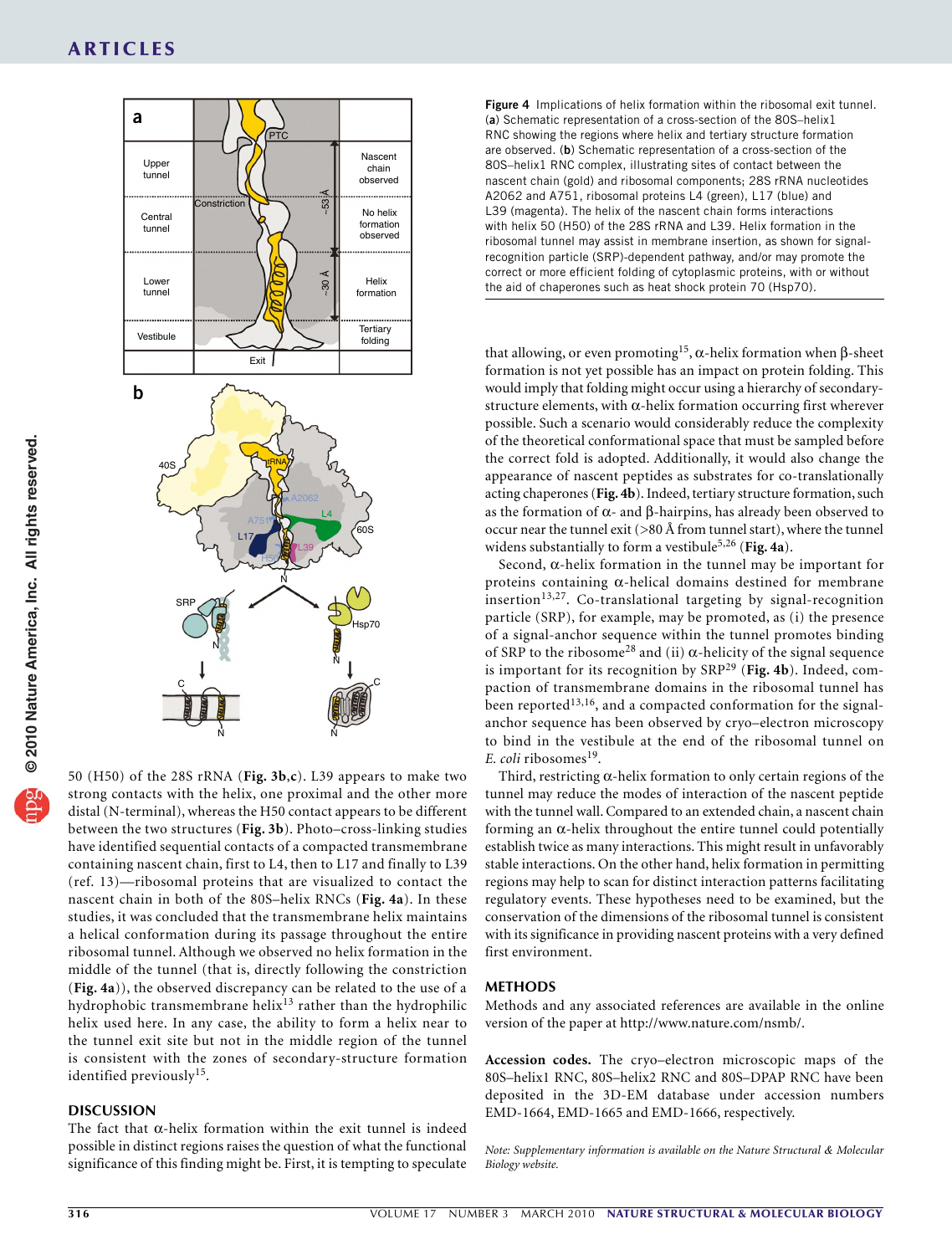Figure 4 Implications of helix formation within the ribosomal exit tunnel. (**a**) Schematic representation of a cross-section of the 80S–helix1 RNC showing the regions where helix and tertiary structure formation are observed. (**b**) Schematic representation of a cross-section of the 80S–helix1 RNC complex, illustrating sites of contact between the nascent chain (gold) and ribosomal components; 28S rRNA nucleotides A2062 and A751, ribosomal proteins L4 (green), L17 (blue) and L39 (magenta). The helix of the nascent chain forms interactions with helix 50 (H50) of the 28S rRNA and L39. Helix formation in the ribosomal tunnel may assist in membrane insertion, as shown for signal-recognition particle (SRP)-dependent pathway, and/or may promote the correct or more efficient folding of cytoplasmic proteins, with or without the aid of chaperones such as heat shock protein 70 (Hsp70).

50 (H50) of the 28S rRNA (**Fig. 3b**,**c**). L39 appears to make two strong contacts with the helix, one proximal and the other more distal (N-terminal), whereas the H50 contact appears to be different between the two structures (**Fig. 3b**). Photo–cross-linking studies have identified sequential contacts of a compacted transmembrane containing nascent chain, first to L4, then to L17 and finally to L39 (ref. 13)—ribosomal proteins that are visualized to contact the nascent chain in both of the 80S–helix RNCs (**Fig. 4a**). In these studies, it was concluded that the transmembrane helix maintains a helical conformation during its passage throughout the entire ribosomal tunnel. Although we observed no helix formation in the middle of the tunnel (that is, directly following the constriction (**Fig. 4a**)), the observed discrepancy can be related to the use of a hydrophobic transmembrane helix[13] rather than the hydrophilic helix used here. In any case, the ability to form a helix near to the tunnel exit site but not in the middle region of the tunnel is consistent with the zones of secondary-structure formation identified previously[15].

## DISCUSSION

The fact that α-helix formation within the exit tunnel is indeed possible in distinct regions raises the question of what the functional significance of this finding might be. First, it is tempting to speculate that allowing, or even promoting[15], α-helix formation when β-sheet formation is not yet possible has an impact on protein folding. This would imply that folding might occur using a hierarchy of secondary-structure elements, with α-helix formation occurring first wherever possible. Such a scenario would considerably reduce the complexity of the theoretical conformational space that must be sampled before the correct fold is adopted. Additionally, it would also change the appearance of nascent peptides as substrates for co-translationally acting chaperones (**Fig. 4b**). Indeed, tertiary structure formation, such as the formation of α- and β-hairpins, has already been observed to occur near the tunnel exit (>80 Å from tunnel start), where the tunnel widens substantially to form a vestibule[5,26] (**Fig. 4a**).

Second, α-helix formation in the tunnel may be important for proteins containing α-helical domains destined for membrane insertion[13,27]. Co-translational targeting by signal-recognition particle (SRP), for example, may be promoted, as (i) the presence of a signal-anchor sequence within the tunnel promotes binding of SRP to the ribosome[28] and (ii) α-helicity of the signal sequence is important for its recognition by SRP[29] (**Fig. 4b**). Indeed, compaction of transmembrane domains in the ribosomal tunnel has been reported[13,16], and a compacted conformation for the signal-anchor sequence has been observed by cryo–electron microscopy to bind in the vestibule at the end of the ribosomal tunnel on *E. coli* ribosomes[19].

Third, restricting α-helix formation to only certain regions of the tunnel may reduce the modes of interaction of the nascent peptide with the tunnel wall. Compared to an extended chain, a nascent chain forming an α-helix throughout the entire tunnel could potentially establish twice as many interactions. This might result in unfavorably stable interactions. On the other hand, helix formation in permitting regions may help to scan for distinct interaction patterns facilitating regulatory events. These hypotheses need to be examined, but the conservation of the dimensions of the ribosomal tunnel is consistent with its significance in providing nascent proteins with a very defined first environment.

## METHODS

Methods and any associated references are available in the online version of the paper at http://www.nature.com/nsmb/.

**Accession codes.** The cryo–electron microscopic maps of the 80S–helix1 RNC, 80S–helix2 RNC and 80S–DPAP RNC have been deposited in the 3D-EM database under accession numbers EMD-1664, EMD-1665 and EMD-1666, respectively.

*Note: Supplementary information is available on the Nature Structural & Molecular Biology website.*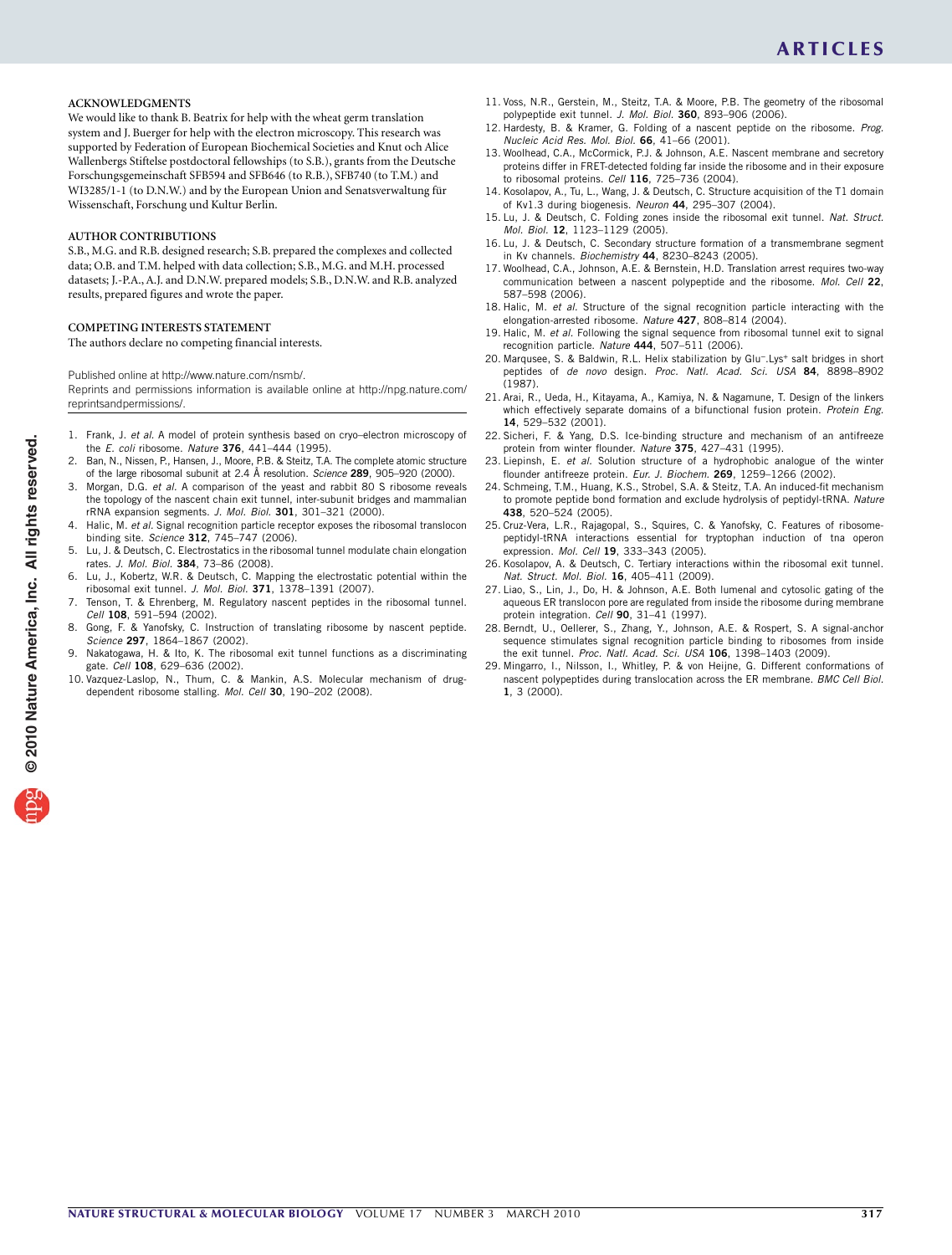## ACKNOWLEDGMENTS

We would like to thank B. Beatrix for help with the wheat germ translation system and J. Buerger for help with the electron microscopy. This research was supported by Federation of European Biochemical Societies and Knut och Alice Wallenbergs Stiftelse postdoctoral fellowships (to S.B.), grants from the Deutsche Forschungsgemeinschaft SFB594 and SFB646 (to R.B.), SFB740 (to T.M.) and WI3285/1-1 (to D.N.W.) and by the European Union and Senatsverwaltung für Wissenschaft, Forschung und Kultur Berlin.

## AUTHOR CONTRIBUTIONS

S.B., M.G. and R.B. designed research; S.B. prepared the complexes and collected data; O.B. and T.M. helped with data collection; S.B., M.G. and M.H. processed datasets; J.-P.A., A.J. and D.N.W. prepared models; S.B., D.N.W. and R.B. analyzed results, prepared figures and wrote the paper.

## COMPETING INTERESTS STATEMENT

The authors declare no competing financial interests.

Published online at http://www.nature.com/nsmb/.
Reprints and permissions information is available online at http://npg.nature.com/reprintsandpermissions/.

1. Frank, J. *et al.* A model of protein synthesis based on cryo–electron microscopy of the *E. coli* ribosome. *Nature* **376**, 441–444 (1995).
2. Ban, N., Nissen, P., Hansen, J., Moore, P.B. & Steitz, T.A. The complete atomic structure of the large ribosomal subunit at 2.4 Å resolution. *Science* **289**, 905–920 (2000).
3. Morgan, D.G. *et al.* A comparison of the yeast and rabbit 80 S ribosome reveals the topology of the nascent chain exit tunnel, inter-subunit bridges and mammalian rRNA expansion segments. *J. Mol. Biol.* **301**, 301–321 (2000).
4. Halic, M. *et al.* Signal recognition particle receptor exposes the ribosomal translocon binding site. *Science* **312**, 745–747 (2006).
5. Lu, J. & Deutsch, C. Electrostatics in the ribosomal tunnel modulate chain elongation rates. *J. Mol. Biol.* **384**, 73–86 (2008).
6. Lu, J., Kobertz, W.R. & Deutsch, C. Mapping the electrostatic potential within the ribosomal exit tunnel. *J. Mol. Biol.* **371**, 1378–1391 (2007).
7. Tenson, T. & Ehrenberg, M. Regulatory nascent peptides in the ribosomal tunnel. *Cell* **108**, 591–594 (2002).
8. Gong, F. & Yanofsky, C. Instruction of translating ribosome by nascent peptide. *Science* **297**, 1864–1867 (2002).
9. Nakatogawa, H. & Ito, K. The ribosomal exit tunnel functions as a discriminating gate. *Cell* **108**, 629–636 (2002).
10. Vazquez-Laslop, N., Thum, C. & Mankin, A.S. Molecular mechanism of drug-dependent ribosome stalling. *Mol. Cell* **30**, 190–202 (2008).
11. Voss, N.R., Gerstein, M., Steitz, T.A. & Moore, P.B. The geometry of the ribosomal polypeptide exit tunnel. *J. Mol. Biol.* **360**, 893–906 (2006).
12. Hardesty, B. & Kramer, G. Folding of a nascent peptide on the ribosome. *Prog. Nucleic Acid Res. Mol. Biol.* **66**, 41–66 (2001).
13. Woolhead, C.A., McCormick, P.J. & Johnson, A.E. Nascent membrane and secretory proteins differ in FRET-detected folding far inside the ribosome and in their exposure to ribosomal proteins. *Cell* **116**, 725–736 (2004).
14. Kosolapov, A., Tu, L., Wang, J. & Deutsch, C. Structure acquisition of the T1 domain of Kv1.3 during biogenesis. *Neuron* **44**, 295–307 (2004).
15. Lu, J. & Deutsch, C. Folding zones inside the ribosomal exit tunnel. *Nat. Struct. Mol. Biol.* **12**, 1123–1129 (2005).
16. Lu, J. & Deutsch, C. Secondary structure formation of a transmembrane segment in Kv channels. *Biochemistry* **44**, 8230–8243 (2005).
17. Woolhead, C.A., Johnson, A.E. & Bernstein, H.D. Translation arrest requires two-way communication between a nascent polypeptide and the ribosome. *Mol. Cell* **22**, 587–598 (2006).
18. Halic, M. *et al.* Structure of the signal recognition particle interacting with the elongation-arrested ribosome. *Nature* **427**, 808–814 (2004).
19. Halic, M. *et al.* Following the signal sequence from ribosomal tunnel exit to signal recognition particle. *Nature* **444**, 507–511 (2006).
20. Marqusee, S. & Baldwin, R.L. Helix stabilization by $Glu^{-}.Lys^{+}$ salt bridges in short peptides of *de novo* design. *Proc. Natl. Acad. Sci. USA* **84**, 8898–8902 (1987).
21. Arai, R., Ueda, H., Kitayama, A., Kamiya, N. & Nagamune, T. Design of the linkers which effectively separate domains of a bifunctional fusion protein. *Protein Eng.* **14**, 529–532 (2001).
22. Sicheri, F. & Yang, D.S. Ice-binding structure and mechanism of an antifreeze protein from winter flounder. *Nature* **375**, 427–431 (1995).
23. Liepinsh, E. *et al.* Solution structure of a hydrophobic analogue of the winter flounder antifreeze protein. *Eur. J. Biochem.* **269**, 1259–1266 (2002).
24. Schmeing, T.M., Huang, K.S., Strobel, S.A. & Steitz, T.A. An induced-fit mechanism to promote peptide bond formation and exclude hydrolysis of peptidyl-tRNA. *Nature* **438**, 520–524 (2005).
25. Cruz-Vera, L.R., Rajagopal, S., Squires, C. & Yanofsky, C. Features of ribosome-peptidyl-tRNA interactions essential for tryptophan induction of tna operon expression. *Mol. Cell* **19**, 333–343 (2005).
26. Kosolapov, A. & Deutsch, C. Tertiary interactions within the ribosomal exit tunnel. *Nat. Struct. Mol. Biol.* **16**, 405–411 (2009).
27. Liao, S., Lin, J., Do, H. & Johnson, A.E. Both lumenal and cytosolic gating of the aqueous ER translocon pore are regulated from inside the ribosome during membrane protein integration. *Cell* **90**, 31–41 (1997).
28. Berndt, U., Oellerer, S., Zhang, Y., Johnson, A.E. & Rospert, S. A signal-anchor sequence stimulates signal recognition particle binding to ribosomes from inside the exit tunnel. *Proc. Natl. Acad. Sci. USA* **106**, 1398–1403 (2009).
29. Mingarro, I., Nilsson, I., Whitley, P. & von Heijne, G. Different conformations of nascent polypeptides during translocation across the ER membrane. *BMC Cell Biol.* **1**, 3 (2000).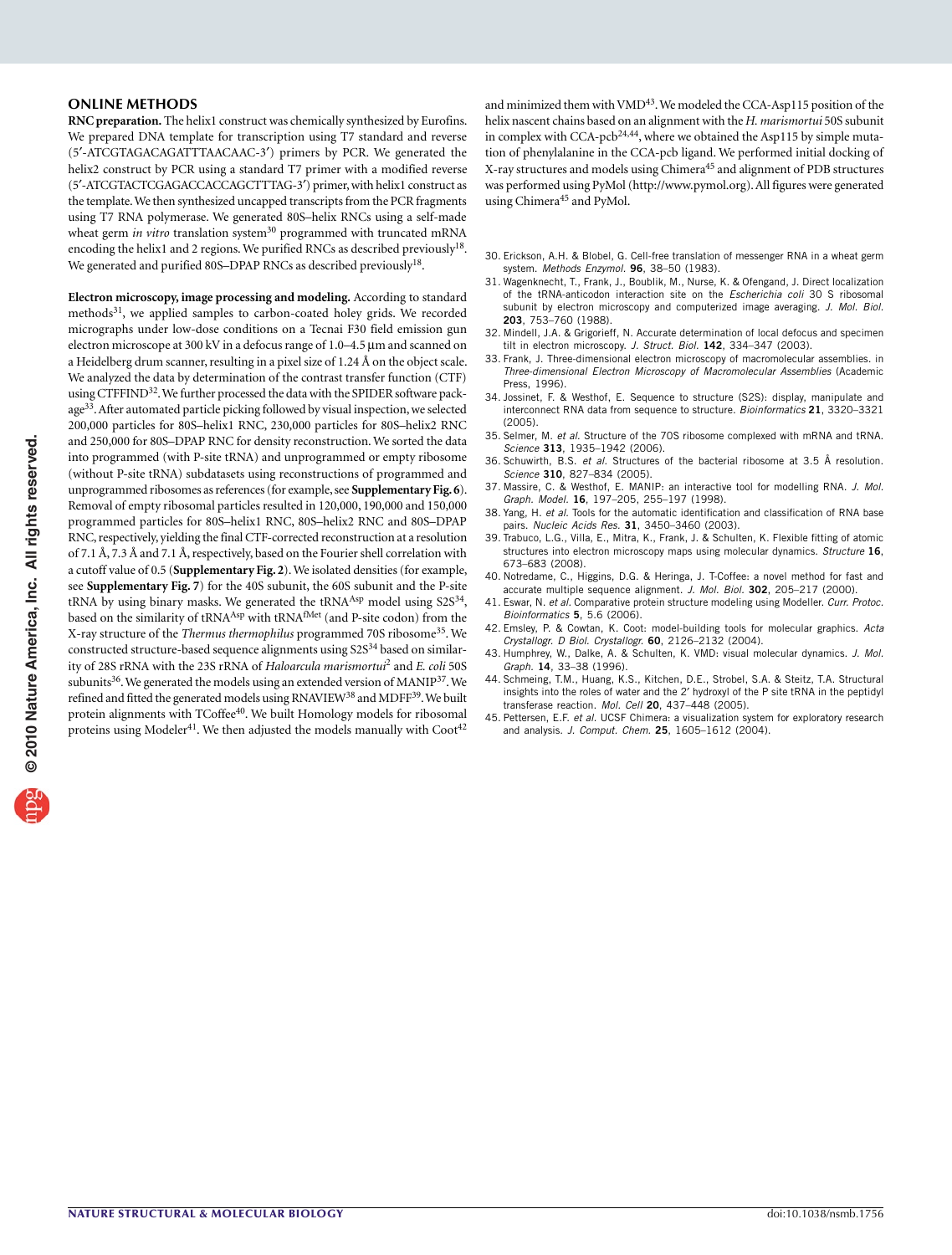## ONLINE METHODS

**RNC preparation.** The helix1 construct was chemically synthesized by Eurofins. We prepared DNA template for transcription using T7 standard and reverse (5′-ATCGTAGACAGATTTAACAAC-3′) primers by PCR. We generated the helix2 construct by PCR using a standard T7 primer with a modified reverse (5′-ATCGTACTCGAGACCACCAGCTTTAG-3′) primer, with helix1 construct as the template. We then synthesized uncapped transcripts from the PCR fragments using T7 RNA polymerase. We generated 80S–helix RNCs using a self-made wheat germ *in vitro* translation system[30] programmed with truncated mRNA encoding the helix1 and 2 regions. We purified RNCs as described previously[18]. We generated and purified 80S–DPAP RNCs as described previously[18].

**Electron microscopy, image processing and modeling.** According to standard methods[31], we applied samples to carbon-coated holey grids. We recorded micrographs under low-dose conditions on a Tecnai F30 field emission gun electron microscope at 300 kV in a defocus range of 1.0–4.5 µm and scanned on a Heidelberg drum scanner, resulting in a pixel size of 1.24 Å on the object scale. We analyzed the data by determination of the contrast transfer function (CTF) using CTFFIND[32]. We further processed the data with the SPIDER software package[33]. After automated particle picking followed by visual inspection, we selected 200,000 particles for 80S–helix1 RNC, 230,000 particles for 80S–helix2 RNC and 250,000 for 80S–DPAP RNC for density reconstruction. We sorted the data into programmed (with P-site tRNA) and unprogrammed or empty ribosome (without P-site tRNA) subdatasets using reconstructions of programmed and unprogrammed ribosomes as references (for example, see **Supplementary Fig. 6**). Removal of empty ribosomal particles resulted in 120,000, 190,000 and 150,000 programmed particles for 80S–helix1 RNC, 80S–helix2 RNC and 80S–DPAP RNC, respectively, yielding the final CTF-corrected reconstruction at a resolution of 7.1 Å, 7.3 Å and 7.1 Å, respectively, based on the Fourier shell correlation with a cutoff value of 0.5 (**Supplementary Fig. 2**). We isolated densities (for example, see **Supplementary Fig. 7**) for the 40S subunit, the 60S subunit and the P-site tRNA by using binary masks. We generated the $tRNA^{Asp}$ model using S2S[34], based on the similarity of $tRNA^{Asp}$ with $tRNA^{fMet}$ (and P-site codon) from the X-ray structure of the *Thermus thermophilus* programmed 70S ribosome[35]. We constructed structure-based sequence alignments using S2S[34] based on similarity of 28S rRNA with the 23S rRNA of *Haloarcula marismortui*[2] and *E. coli* 50S subunits[36]. We generated the models using an extended version of MANIP[37]. We refined and fitted the generated models using RNAVIEW[38] and MDFF[39]. We built protein alignments with TCoffee[40]. We built Homology models for ribosomal proteins using Modeler[41]. We then adjusted the models manually with Coot[42] and minimized them with VMD[43]. We modeled the CCA-Asp115 position of the helix nascent chains based on an alignment with the *H. marismortui* 50S subunit in complex with CCA-pcb[24,44], where we obtained the Asp115 by simple mutation of phenylalanine in the CCA-pcb ligand. We performed initial docking of X-ray structures and models using Chimera[45] and alignment of PDB structures was performed using PyMol (http://www.pymol.org). All figures were generated using Chimera[45] and PyMol.

30. Erickson, A.H. & Blobel, G. Cell-free translation of messenger RNA in a wheat germ system. *Methods Enzymol.* **96**, 38–50 (1983).
31. Wagenknecht, T., Frank, J., Boublik, M., Nurse, K. & Ofengand, J. Direct localization of the tRNA-anticodon interaction site on the *Escherichia coli* 30 S ribosomal subunit by electron microscopy and computerized image averaging. *J. Mol. Biol.* **203**, 753–760 (1988).
32. Mindell, J.A. & Grigorieff, N. Accurate determination of local defocus and specimen tilt in electron microscopy. *J. Struct. Biol.* **142**, 334–347 (2003).
33. Frank, J. Three-dimensional electron microscopy of macromolecular assemblies. in *Three-dimensional Electron Microscopy of Macromolecular Assemblies* (Academic Press, 1996).
34. Jossinet, F. & Westhof, E. Sequence to structure (S2S): display, manipulate and interconnect RNA data from sequence to structure. *Bioinformatics* **21**, 3320–3321 (2005).
35. Selmer, M. *et al.* Structure of the 70S ribosome complexed with mRNA and tRNA. *Science* **313**, 1935–1942 (2006).
36. Schuwirth, B.S. *et al.* Structures of the bacterial ribosome at 3.5 Å resolution. *Science* **310**, 827–834 (2005).
37. Massire, C. & Westhof, E. MANIP: an interactive tool for modelling RNA. *J. Mol. Graph. Model.* **16**, 197–205, 255–197 (1998).
38. Yang, H. *et al.* Tools for the automatic identification and classification of RNA base pairs. *Nucleic Acids Res.* **31**, 3450–3460 (2003).
39. Trabuco, L.G., Villa, E., Mitra, K., Frank, J. & Schulten, K. Flexible fitting of atomic structures into electron microscopy maps using molecular dynamics. *Structure* **16**, 673–683 (2008).
40. Notredame, C., Higgins, D.G. & Heringa, J. T-Coffee: a novel method for fast and accurate multiple sequence alignment. *J. Mol. Biol.* **302**, 205–217 (2000).
41. Eswar, N. *et al.* Comparative protein structure modeling using Modeller. *Curr. Protoc. Bioinformatics* **5**, 5.6 (2006).
42. Emsley, P. & Cowtan, K. Coot: model-building tools for molecular graphics. *Acta Crystallogr. D Biol. Crystallogr.* **60**, 2126–2132 (2004).
43. Humphrey, W., Dalke, A. & Schulten, K. VMD: visual molecular dynamics. *J. Mol. Graph.* **14**, 33–38 (1996).
44. Schmeing, T.M., Huang, K.S., Kitchen, D.E., Strobel, S.A. & Steitz, T.A. Structural insights into the roles of water and the 2′ hydroxyl of the P site tRNA in the peptidyl transferase reaction. *Mol. Cell* **20**, 437–448 (2005).
45. Pettersen, E.F. *et al.* UCSF Chimera: a visualization system for exploratory research and analysis. *J. Comput. Chem.* **25**, 1605–1612 (2004).